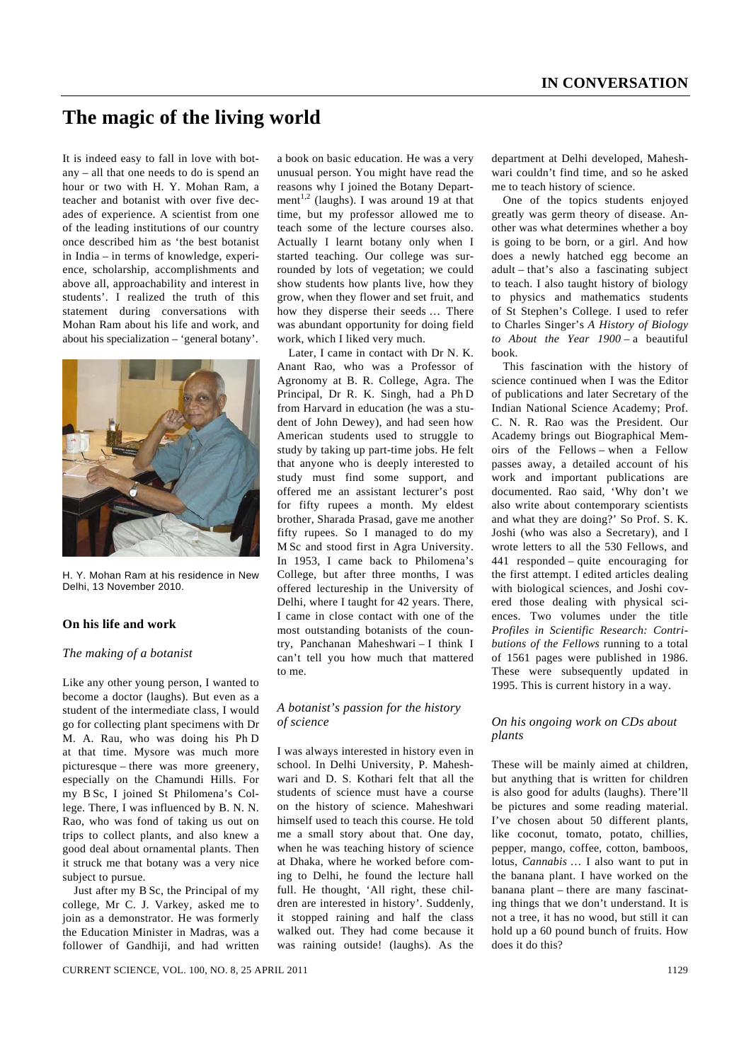# The magic of the living world

It is indeed easy to fall in love with botany – all that one needs to do is spend an hour or two with H. Y. Mohan Ram, a teacher and botanist with over five decades of experience. A scientist from one of the leading institutions of our country once described him as 'the best botanist in India – in terms of knowledge, experience, scholarship, accomplishments and above all, approachability and interest in students'. I realized the truth of this statement during conversations with Mohan Ram about his life and work, and about his specialization – 'general botany'.

H. Y. Mohan Ram at his residence in New Delhi, 13 November 2010.

## On his life and work

### *The making of a botanist*

Like any other young person, I wanted to become a doctor (laughs). But even as a student of the intermediate class, I would go for collecting plant specimens with Dr M. A. Rau, who was doing his Ph D at that time. Mysore was much more picturesque – there was more greenery, especially on the Chamundi Hills. For my B Sc, I joined St Philomena's College. There, I was influenced by B. N. N. Rao, who was fond of taking us out on trips to collect plants, and also knew a good deal about ornamental plants. Then it struck me that botany was a very nice subject to pursue.

Just after my B Sc, the Principal of my college, Mr C. J. Varkey, asked me to join as a demonstrator. He was formerly the Education Minister in Madras, was a follower of Gandhiji, and had written a book on basic education. He was a very unusual person. You might have read the reasons why I joined the Botany Department[1,2] (laughs). I was around 19 at that time, but my professor allowed me to teach some of the lecture courses also. Actually I learnt botany only when I started teaching. Our college was surrounded by lots of vegetation; we could show students how plants live, how they grow, when they flower and set fruit, and how they disperse their seeds … There was abundant opportunity for doing field work, which I liked very much.

Later, I came in contact with Dr N. K. Anant Rao, who was a Professor of Agronomy at B. R. College, Agra. The Principal, Dr R. K. Singh, had a Ph D from Harvard in education (he was a student of John Dewey), and had seen how American students used to struggle to study by taking up part-time jobs. He felt that anyone who is deeply interested to study must find some support, and offered me an assistant lecturer's post for fifty rupees a month. My eldest brother, Sharada Prasad, gave me another fifty rupees. So I managed to do my M Sc and stood first in Agra University. In 1953, I came back to Philomena's College, but after three months, I was offered lectureship in the University of Delhi, where I taught for 42 years. There, I came in close contact with one of the most outstanding botanists of the country, Panchanan Maheshwari – I think I can't tell you how much that mattered to me.

### *A botanist's passion for the history of science*

I was always interested in history even in school. In Delhi University, P. Maheshwari and D. S. Kothari felt that all the students of science must have a course on the history of science. Maheshwari himself used to teach this course. He told me a small story about that. One day, when he was teaching history of science at Dhaka, where he worked before coming to Delhi, he found the lecture hall full. He thought, 'All right, these children are interested in history'. Suddenly, it stopped raining and half the class walked out. They had come because it was raining outside! (laughs). As the department at Delhi developed, Maheshwari couldn't find time, and so he asked me to teach history of science.

One of the topics students enjoyed greatly was germ theory of disease. Another was what determines whether a boy is going to be born, or a girl. And how does a newly hatched egg become an adult – that's also a fascinating subject to teach. I also taught history of biology to physics and mathematics students of St Stephen's College. I used to refer to Charles Singer's *A History of Biology to About the Year 1900* – a beautiful book.

This fascination with the history of science continued when I was the Editor of publications and later Secretary of the Indian National Science Academy; Prof. C. N. R. Rao was the President. Our Academy brings out Biographical Memoirs of the Fellows – when a Fellow passes away, a detailed account of his work and important publications are documented. Rao said, 'Why don't we also write about contemporary scientists and what they are doing?' So Prof. S. K. Joshi (who was also a Secretary), and I wrote letters to all the 530 Fellows, and 441 responded – quite encouraging for the first attempt. I edited articles dealing with biological sciences, and Joshi covered those dealing with physical sciences. Two volumes under the title *Profiles in Scientific Research: Contributions of the Fellows* running to a total of 1561 pages were published in 1986. These were subsequently updated in 1995. This is current history in a way.

### *On his ongoing work on CDs about plants*

These will be mainly aimed at children, but anything that is written for children is also good for adults (laughs). There'll be pictures and some reading material. I've chosen about 50 different plants, like coconut, tomato, potato, chillies, pepper, mango, coffee, cotton, bamboos, lotus, *Cannabis* … I also want to put in the banana plant. I have worked on the banana plant – there are many fascinating things that we don't understand. It is not a tree, it has no wood, but still it can hold up a 60 pound bunch of fruits. How does it do this?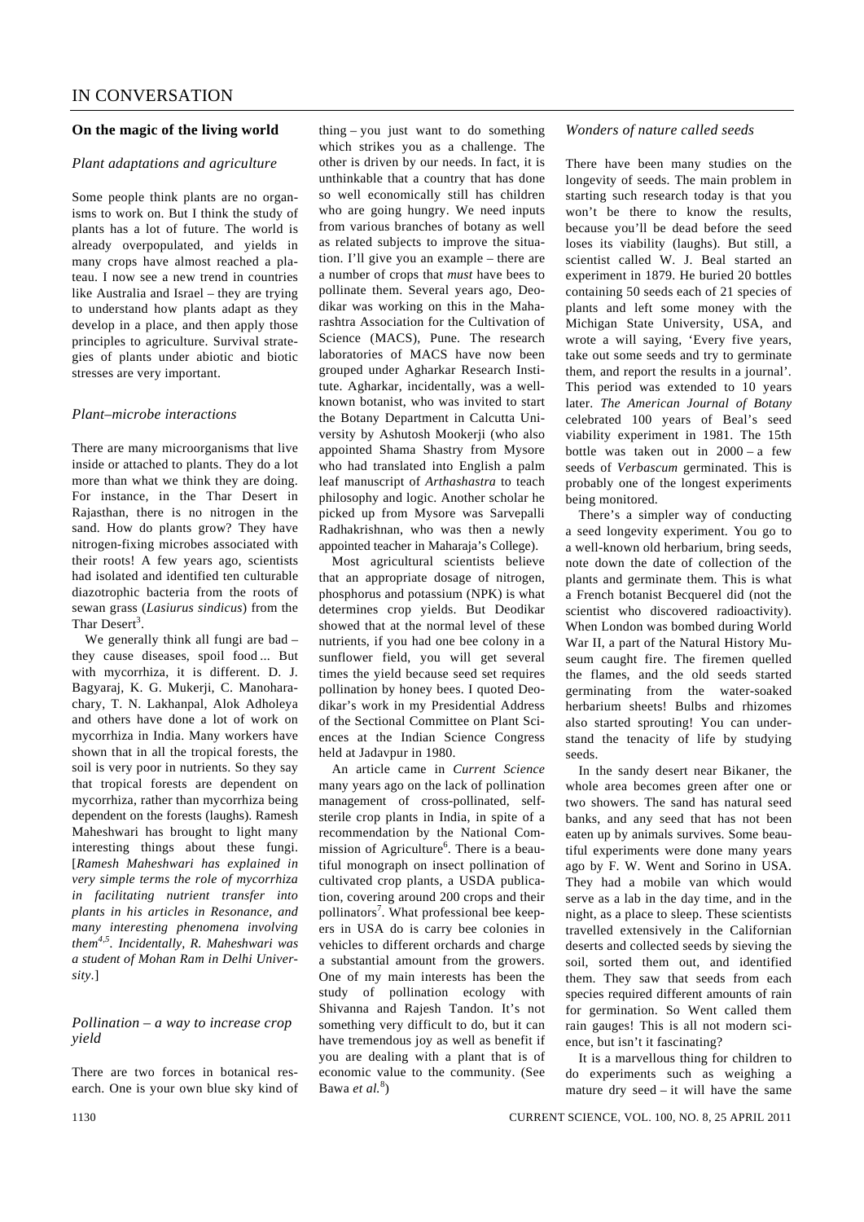## On the magic of the living world

### Plant adaptations and agriculture

Some people think plants are no organisms to work on. But I think the study of plants has a lot of future. The world is already overpopulated, and yields in many crops have almost reached a plateau. I now see a new trend in countries like Australia and Israel – they are trying to understand how plants adapt as they develop in a place, and then apply those principles to agriculture. Survival strategies of plants under abiotic and biotic stresses are very important.

### Plant–microbe interactions

There are many microorganisms that live inside or attached to plants. They do a lot more than what we think they are doing. For instance, in the Thar Desert in Rajasthan, there is no nitrogen in the sand. How do plants grow? They have nitrogen-fixing microbes associated with their roots! A few years ago, scientists had isolated and identified ten culturable diazotrophic bacteria from the roots of sewan grass (*Lasiurus sindicus*) from the Thar Desert[3].

We generally think all fungi are bad – they cause diseases, spoil food ... But with mycorrhiza, it is different. D. J. Bagyaraj, K. G. Mukerji, C. Manoharachary, T. N. Lakhanpal, Alok Adholeya and others have done a lot of work on mycorrhiza in India. Many workers have shown that in all the tropical forests, the soil is very poor in nutrients. So they say that tropical forests are dependent on mycorrhiza, rather than mycorrhiza being dependent on the forests (laughs). Ramesh Maheshwari has brought to light many interesting things about these fungi. [*Ramesh Maheshwari has explained in very simple terms the role of mycorrhiza in facilitating nutrient transfer into plants in his articles in Resonance, and many interesting phenomena involving them[4,5]. Incidentally, R. Maheshwari was a student of Mohan Ram in Delhi University.*]

### Pollination – a way to increase crop yield

There are two forces in botanical research. One is your own blue sky kind of thing – you just want to do something which strikes you as a challenge. The other is driven by our needs. In fact, it is unthinkable that a country that has done so well economically still has children who are going hungry. We need inputs from various branches of botany as well as related subjects to improve the situation. I'll give you an example – there are a number of crops that *must* have bees to pollinate them. Several years ago, Deodikar was working on this in the Maharashtra Association for the Cultivation of Science (MACS), Pune. The research laboratories of MACS have now been grouped under Agharkar Research Institute. Agharkar, incidentally, was a well-known botanist, who was invited to start the Botany Department in Calcutta University by Ashutosh Mookerji (who also appointed Shama Shastry from Mysore who had translated into English a palm leaf manuscript of *Arthashastra* to teach philosophy and logic. Another scholar he picked up from Mysore was Sarvepalli Radhakrishnan, who was then a newly appointed teacher in Maharaja's College).

Most agricultural scientists believe that an appropriate dosage of nitrogen, phosphorus and potassium (NPK) is what determines crop yields. But Deodikar showed that at the normal level of these nutrients, if you had one bee colony in a sunflower field, you will get several times the yield because seed set requires pollination by honey bees. I quoted Deodikar's work in my Presidential Address of the Sectional Committee on Plant Sciences at the Indian Science Congress held at Jadavpur in 1980.

An article came in *Current Science* many years ago on the lack of pollination management of cross-pollinated, self-sterile crop plants in India, in spite of a recommendation by the National Commission of Agriculture[6]. There is a beautiful monograph on insect pollination of cultivated crop plants, a USDA publication, covering around 200 crops and their pollinators[7]. What professional bee keepers in USA do is carry bee colonies in vehicles to different orchards and charge a substantial amount from the growers. One of my main interests has been the study of pollination ecology with Shivanna and Rajesh Tandon. It's not something very difficult to do, but it can have tremendous joy as well as benefit if you are dealing with a plant that is of economic value to the community. (See Bawa *et al.*[8])

### Wonders of nature called seeds

There have been many studies on the longevity of seeds. The main problem in starting such research today is that you won't be there to know the results, because you'll be dead before the seed loses its viability (laughs). But still, a scientist called W. J. Beal started an experiment in 1879. He buried 20 bottles containing 50 seeds each of 21 species of plants and left some money with the Michigan State University, USA, and wrote a will saying, 'Every five years, take out some seeds and try to germinate them, and report the results in a journal'. This period was extended to 10 years later. *The American Journal of Botany* celebrated 100 years of Beal's seed viability experiment in 1981. The 15th bottle was taken out in 2000 – a few seeds of *Verbascum* germinated. This is probably one of the longest experiments being monitored.

There's a simpler way of conducting a seed longevity experiment. You go to a well-known old herbarium, bring seeds, note down the date of collection of the plants and germinate them. This is what a French botanist Becquerel did (not the scientist who discovered radioactivity). When London was bombed during World War II, a part of the Natural History Museum caught fire. The firemen quelled the flames, and the old seeds started germinating from the water-soaked herbarium sheets! Bulbs and rhizomes also started sprouting! You can understand the tenacity of life by studying seeds.

In the sandy desert near Bikaner, the whole area becomes green after one or two showers. The sand has natural seed banks, and any seed that has not been eaten up by animals survives. Some beautiful experiments were done many years ago by F. W. Went and Sorino in USA. They had a mobile van which would serve as a lab in the day time, and in the night, as a place to sleep. These scientists travelled extensively in the Californian deserts and collected seeds by sieving the soil, sorted them out, and identified them. They saw that seeds from each species required different amounts of rain for germination. So Went called them rain gauges! This is all not modern science, but isn't it fascinating?

It is a marvellous thing for children to do experiments such as weighing a mature dry seed – it will have the same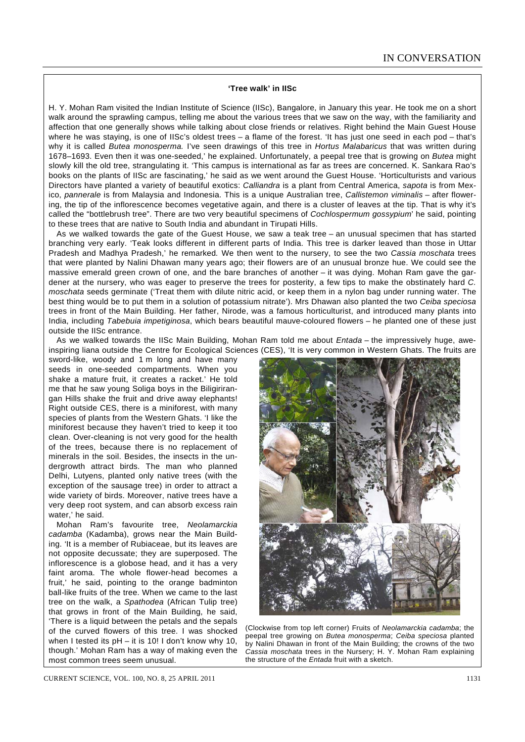### 'Tree walk' in IISc

H. Y. Mohan Ram visited the Indian Institute of Science (IISc), Bangalore, in January this year. He took me on a short walk around the sprawling campus, telling me about the various trees that we saw on the way, with the familiarity and affection that one generally shows while talking about close friends or relatives. Right behind the Main Guest House where he was staying, is one of IISc's oldest trees – a flame of the forest. 'It has just one seed in each pod – that's why it is called *Butea monosperma.* I've seen drawings of this tree in *Hortus Malabaricus* that was written during 1678–1693. Even then it was one-seeded,' he explained. Unfortunately, a peepal tree that is growing on *Butea* might slowly kill the old tree, strangulating it. 'This campus is international as far as trees are concerned. K. Sankara Rao's books on the plants of IISc are fascinating,' he said as we went around the Guest House. 'Horticulturists and various Directors have planted a variety of beautiful exotics: *Calliandra* is a plant from Central America, *sapota* is from Mexico, *pannerale* is from Malaysia and Indonesia. This is a unique Australian tree, *Callistemon viminalis* – after flowering, the tip of the inflorescence becomes vegetative again, and there is a cluster of leaves at the tip. That is why it's called the "bottlebrush tree". There are two very beautiful specimens of *Cochlospermum gossypium*' he said, pointing to these trees that are native to South India and abundant in Tirupati Hills.

As we walked towards the gate of the Guest House, we saw a teak tree – an unusual specimen that has started branching very early. 'Teak looks different in different parts of India. This tree is darker leaved than those in Uttar Pradesh and Madhya Pradesh,' he remarked. We then went to the nursery, to see the two *Cassia moschata* trees that were planted by Nalini Dhawan many years ago; their flowers are of an unusual bronze hue. We could see the massive emerald green crown of one, and the bare branches of another – it was dying. Mohan Ram gave the gardener at the nursery, who was eager to preserve the trees for posterity, a few tips to make the obstinately hard *C. moschata* seeds germinate ('Treat them with dilute nitric acid, or keep them in a nylon bag under running water. The best thing would be to put them in a solution of potassium nitrate'). Mrs Dhawan also planted the two *Ceiba speciosa* trees in front of the Main Building. Her father, Nirode, was a famous horticulturist, and introduced many plants into India, including *Tabebuia impetiginosa*, which bears beautiful mauve-coloured flowers – he planted one of these just outside the IISc entrance.

As we walked towards the IISc Main Building, Mohan Ram told me about *Entada* – the impressively huge, awe-inspiring liana outside the Centre for Ecological Sciences (CES), 'It is very common in Western Ghats. The fruits are sword-like, woody and 1 m long and have many seeds in one-seeded compartments. When you shake a mature fruit, it creates a racket.' He told me that he saw young Soliga boys in the Biligirirangan Hills shake the fruit and drive away elephants! Right outside CES, there is a miniforest, with many species of plants from the Western Ghats. 'I like the miniforest because they haven't tried to keep it too clean. Over-cleaning is not very good for the health of the trees, because there is no replacement of minerals in the soil. Besides, the insects in the undergrowth attract birds. The man who planned Delhi, Lutyens, planted only native trees (with the exception of the sausage tree) in order to attract a wide variety of birds. Moreover, native trees have a very deep root system, and can absorb excess rain water,' he said.

Mohan Ram's favourite tree, *Neolamarckia cadamba* (Kadamba), grows near the Main Building. 'It is a member of Rubiaceae, but its leaves are not opposite decussate; they are superposed. The inflorescence is a globose head, and it has a very faint aroma. The whole flower-head becomes a fruit,' he said, pointing to the orange badminton ball-like fruits of the tree. When we came to the last tree on the walk, a *Spathodea* (African Tulip tree) that grows in front of the Main Building, he said, 'There is a liquid between the petals and the sepals of the curved flowers of this tree. I was shocked when I tested its pH – it is 10! I don't know why 10, though.' Mohan Ram has a way of making even the most common trees seem unusual.

(Clockwise from top left corner) Fruits of *Neolamarckia cadamba*; the peepal tree growing on *Butea monosperma*; *Ceiba speciosa* planted by Nalini Dhawan in front of the Main Building; the crowns of the two *Cassia moschata* trees in the Nursery; H. Y. Mohan Ram explaining the structure of the *Entada* fruit with a sketch.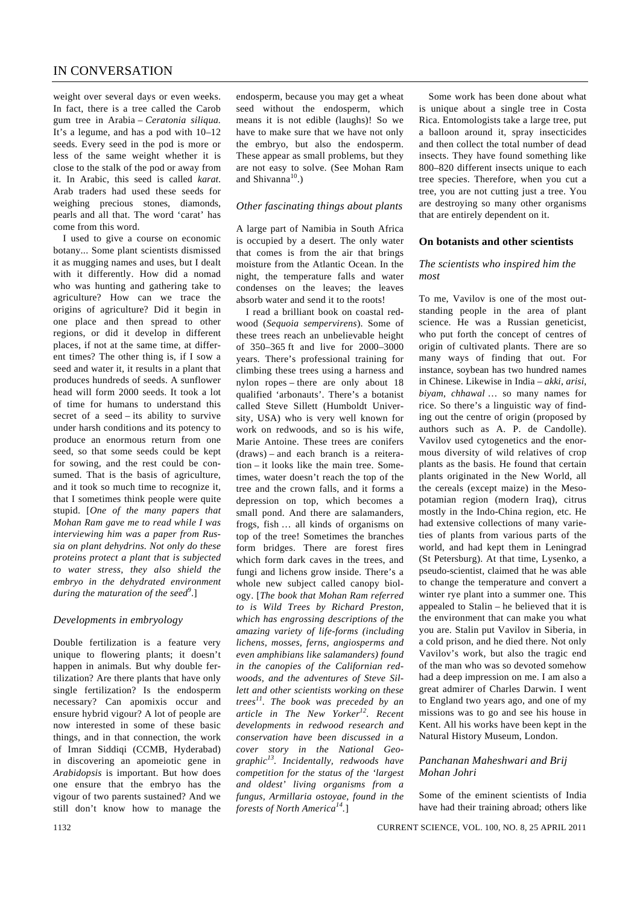weight over several days or even weeks. In fact, there is a tree called the Carob gum tree in Arabia – *Ceratonia siliqua*. It's a legume, and has a pod with 10–12 seeds. Every seed in the pod is more or less of the same weight whether it is close to the stalk of the pod or away from it. In Arabic, this seed is called *karat*. Arab traders had used these seeds for weighing precious stones, diamonds, pearls and all that. The word 'carat' has come from this word.

I used to give a course on economic botany... Some plant scientists dismissed it as mugging names and uses, but I dealt with it differently. How did a nomad who was hunting and gathering take to agriculture? How can we trace the origins of agriculture? Did it begin in one place and then spread to other regions, or did it develop in different places, if not at the same time, at different times? The other thing is, if I sow a seed and water it, it results in a plant that produces hundreds of seeds. A sunflower head will form 2000 seeds. It took a lot of time for humans to understand this secret of a seed – its ability to survive under harsh conditions and its potency to produce an enormous return from one seed, so that some seeds could be kept for sowing, and the rest could be consumed. That is the basis of agriculture, and it took so much time to recognize it, that I sometimes think people were quite stupid. [*One of the many papers that Mohan Ram gave me to read while I was interviewing him was a paper from Russia on plant dehydrins. Not only do these proteins protect a plant that is subjected to water stress, they also shield the embryo in the dehydrated environment during the maturation of the seed*[9].]

### *Developments in embryology*

Double fertilization is a feature very unique to flowering plants; it doesn't happen in animals. But why double fertilization? Are there plants that have only single fertilization? Is the endosperm necessary? Can apomixis occur and ensure hybrid vigour? A lot of people are now interested in some of these basic things, and in that connection, the work of Imran Siddiqi (CCMB, Hyderabad) in discovering an apomeiotic gene in *Arabidopsis* is important. But how does one ensure that the embryo has the vigour of two parents sustained? And we still don't know how to manage the endosperm, because you may get a wheat seed without the endosperm, which means it is not edible (laughs)! So we have to make sure that we have not only the embryo, but also the endosperm. These appear as small problems, but they are not easy to solve. (See Mohan Ram and Shivanna[10].)

### *Other fascinating things about plants*

A large part of Namibia in South Africa is occupied by a desert. The only water that comes is from the air that brings moisture from the Atlantic Ocean. In the night, the temperature falls and water condenses on the leaves; the leaves absorb water and send it to the roots!

I read a brilliant book on coastal redwood (*Sequoia sempervirens*). Some of these trees reach an unbelievable height of 350–365 ft and live for 2000–3000 years. There's professional training for climbing these trees using a harness and nylon ropes – there are only about 18 qualified 'arbonauts'. There's a botanist called Steve Sillett (Humboldt University, USA) who is very well known for work on redwoods, and so is his wife, Marie Antoine. These trees are conifers (draws) – and each branch is a reiteration – it looks like the main tree. Sometimes, water doesn't reach the top of the tree and the crown falls, and it forms a depression on top, which becomes a small pond. And there are salamanders, frogs, fish … all kinds of organisms on top of the tree! Sometimes the branches form bridges. There are forest fires which form dark caves in the trees, and fungi and lichens grow inside. There's a whole new subject called canopy biology. [*The book that Mohan Ram referred to is Wild Trees by Richard Preston, which has engrossing descriptions of the amazing variety of life-forms (including lichens, mosses, ferns, angiosperms and even amphibians like salamanders) found in the canopies of the Californian redwoods, and the adventures of Steve Sillett and other scientists working on these trees*[11]. *The book was preceded by an article in The New Yorker*[12]. *Recent developments in redwood research and conservation have been discussed in a cover story in the National Geographic*[13]. *Incidentally, redwoods have competition for the status of the 'largest and oldest' living organisms from a fungus, Armillaria ostoyae, found in the forests of North America*[14].]

Some work has been done about what is unique about a single tree in Costa Rica. Entomologists take a large tree, put a balloon around it, spray insecticides and then collect the total number of dead insects. They have found something like 800–820 different insects unique to each tree species. Therefore, when you cut a tree, you are not cutting just a tree. You are destroying so many other organisms that are entirely dependent on it.

## **On botanists and other scientists**

### *The scientists who inspired him the most*

To me, Vavilov is one of the most outstanding people in the area of plant science. He was a Russian geneticist, who put forth the concept of centres of origin of cultivated plants. There are so many ways of finding that out. For instance, soybean has two hundred names in Chinese. Likewise in India – *akki*, *arisi*, *biyam*, *chhawal* … so many names for rice. So there's a linguistic way of finding out the centre of origin (proposed by authors such as A. P. de Candolle). Vavilov used cytogenetics and the enormous diversity of wild relatives of crop plants as the basis. He found that certain plants originated in the New World, all the cereals (except maize) in the Mesopotamian region (modern Iraq), citrus mostly in the Indo-China region, etc. He had extensive collections of many varieties of plants from various parts of the world, and had kept them in Leningrad (St Petersburg). At that time, Lysenko, a pseudo-scientist, claimed that he was able to change the temperature and convert a winter rye plant into a summer one. This appealed to Stalin – he believed that it is the environment that can make you what you are. Stalin put Vavilov in Siberia, in a cold prison, and he died there. Not only Vavilov's work, but also the tragic end of the man who was so devoted somehow had a deep impression on me. I am also a great admirer of Charles Darwin. I went to England two years ago, and one of my missions was to go and see his house in Kent. All his works have been kept in the Natural History Museum, London.

### *Panchanan Maheshwari and Brij Mohan Johri*

Some of the eminent scientists of India have had their training abroad; others like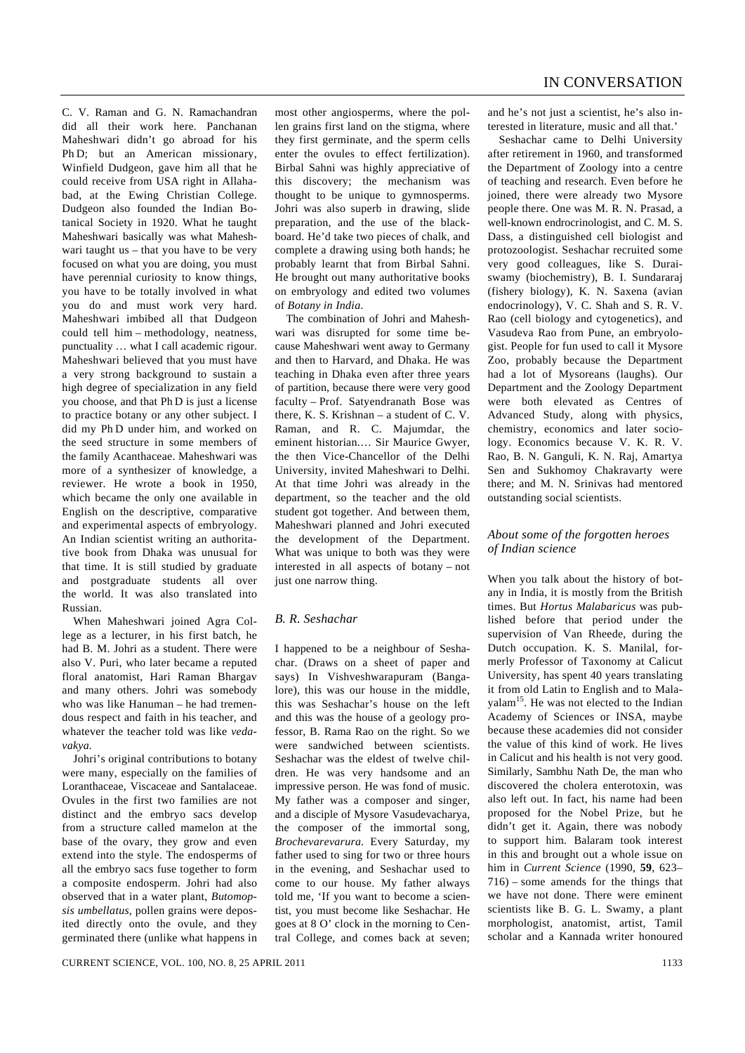C. V. Raman and G. N. Ramachandran did all their work here. Panchanan Maheshwari didn't go abroad for his Ph D; but an American missionary, Winfield Dudgeon, gave him all that he could receive from USA right in Allahabad, at the Ewing Christian College. Dudgeon also founded the Indian Botanical Society in 1920. What he taught Maheshwari basically was what Maheshwari taught us – that you have to be very focused on what you are doing, you must have perennial curiosity to know things, you have to be totally involved in what you do and must work very hard. Maheshwari imbibed all that Dudgeon could tell him – methodology, neatness, punctuality … what I call academic rigour. Maheshwari believed that you must have a very strong background to sustain a high degree of specialization in any field you choose, and that Ph D is just a license to practice botany or any other subject. I did my Ph D under him, and worked on the seed structure in some members of the family Acanthaceae. Maheshwari was more of a synthesizer of knowledge, a reviewer. He wrote a book in 1950, which became the only one available in English on the descriptive, comparative and experimental aspects of embryology. An Indian scientist writing an authoritative book from Dhaka was unusual for that time. It is still studied by graduate and postgraduate students all over the world. It was also translated into Russian.

When Maheshwari joined Agra College as a lecturer, in his first batch, he had B. M. Johri as a student. There were also V. Puri, who later became a reputed floral anatomist, Hari Raman Bhargav and many others. Johri was somebody who was like Hanuman – he had tremendous respect and faith in his teacher, and whatever the teacher told was like *vedavakya*.

Johri's original contributions to botany were many, especially on the families of Loranthaceae, Viscaceae and Santalaceae. Ovules in the first two families are not distinct and the embryo sacs develop from a structure called mamelon at the base of the ovary, they grow and even extend into the style. The endosperms of all the embryo sacs fuse together to form a composite endosperm. Johri had also observed that in a water plant, *Butomopsis umbellatus*, pollen grains were deposited directly onto the ovule, and they germinated there (unlike what happens in most other angiosperms, where the pollen grains first land on the stigma, where they first germinate, and the sperm cells enter the ovules to effect fertilization). Birbal Sahni was highly appreciative of this discovery; the mechanism was thought to be unique to gymnosperms. Johri was also superb in drawing, slide preparation, and the use of the blackboard. He'd take two pieces of chalk, and complete a drawing using both hands; he probably learnt that from Birbal Sahni. He brought out many authoritative books on embryology and edited two volumes of *Botany in India*.

The combination of Johri and Maheshwari was disrupted for some time because Maheshwari went away to Germany and then to Harvard, and Dhaka. He was teaching in Dhaka even after three years of partition, because there were very good faculty – Prof. Satyendranath Bose was there, K. S. Krishnan – a student of C. V. Raman, and R. C. Majumdar, the eminent historian.… Sir Maurice Gwyer, the then Vice-Chancellor of the Delhi University, invited Maheshwari to Delhi. At that time Johri was already in the department, so the teacher and the old student got together. And between them, Maheshwari planned and Johri executed the development of the Department. What was unique to both was they were interested in all aspects of botany – not just one narrow thing.

### *B. R. Seshachar*

I happened to be a neighbour of Seshachar. (Draws on a sheet of paper and says) In Vishveshwarapuram (Bangalore), this was our house in the middle, this was Seshachar's house on the left and this was the house of a geology professor, B. Rama Rao on the right. So we were sandwiched between scientists. Seshachar was the eldest of twelve children. He was very handsome and an impressive person. He was fond of music. My father was a composer and singer, and a disciple of Mysore Vasudevacharya, the composer of the immortal song, *Brochevarevarura*. Every Saturday, my father used to sing for two or three hours in the evening, and Seshachar used to come to our house. My father always told me, 'If you want to become a scientist, you must become like Seshachar. He goes at 8 O' clock in the morning to Central College, and comes back at seven; and he's not just a scientist, he's also interested in literature, music and all that.'

Seshachar came to Delhi University after retirement in 1960, and transformed the Department of Zoology into a centre of teaching and research. Even before he joined, there were already two Mysore people there. One was M. R. N. Prasad, a well-known endrocrinologist, and C. M. S. Dass, a distinguished cell biologist and protozoologist. Seshachar recruited some very good colleagues, like S. Duraiswamy (biochemistry), B. I. Sundararaj (fishery biology), K. N. Saxena (avian endocrinology), V. C. Shah and S. R. V. Rao (cell biology and cytogenetics), and Vasudeva Rao from Pune, an embryologist. People for fun used to call it Mysore Zoo, probably because the Department had a lot of Mysoreans (laughs). Our Department and the Zoology Department were both elevated as Centres of Advanced Study, along with physics, chemistry, economics and later sociology. Economics because V. K. R. V. Rao, B. N. Ganguli, K. N. Raj, Amartya Sen and Sukhomoy Chakravarty were there; and M. N. Srinivas had mentored outstanding social scientists.

### *About some of the forgotten heroes of Indian science*

When you talk about the history of botany in India, it is mostly from the British times. But *Hortus Malabaricus* was published before that period under the supervision of Van Rheede, during the Dutch occupation. K. S. Manilal, formerly Professor of Taxonomy at Calicut University, has spent 40 years translating it from old Latin to English and to Malayalam[15]. He was not elected to the Indian Academy of Sciences or INSA, maybe because these academies did not consider the value of this kind of work. He lives in Calicut and his health is not very good. Similarly, Sambhu Nath De, the man who discovered the cholera enterotoxin, was also left out. In fact, his name had been proposed for the Nobel Prize, but he didn't get it. Again, there was nobody to support him. Balaram took interest in this and brought out a whole issue on him in *Current Science* (1990, **59**, 623–716) – some amends for the things that we have not done. There were eminent scientists like B. G. L. Swamy, a plant morphologist, anatomist, artist, Tamil scholar and a Kannada writer honoured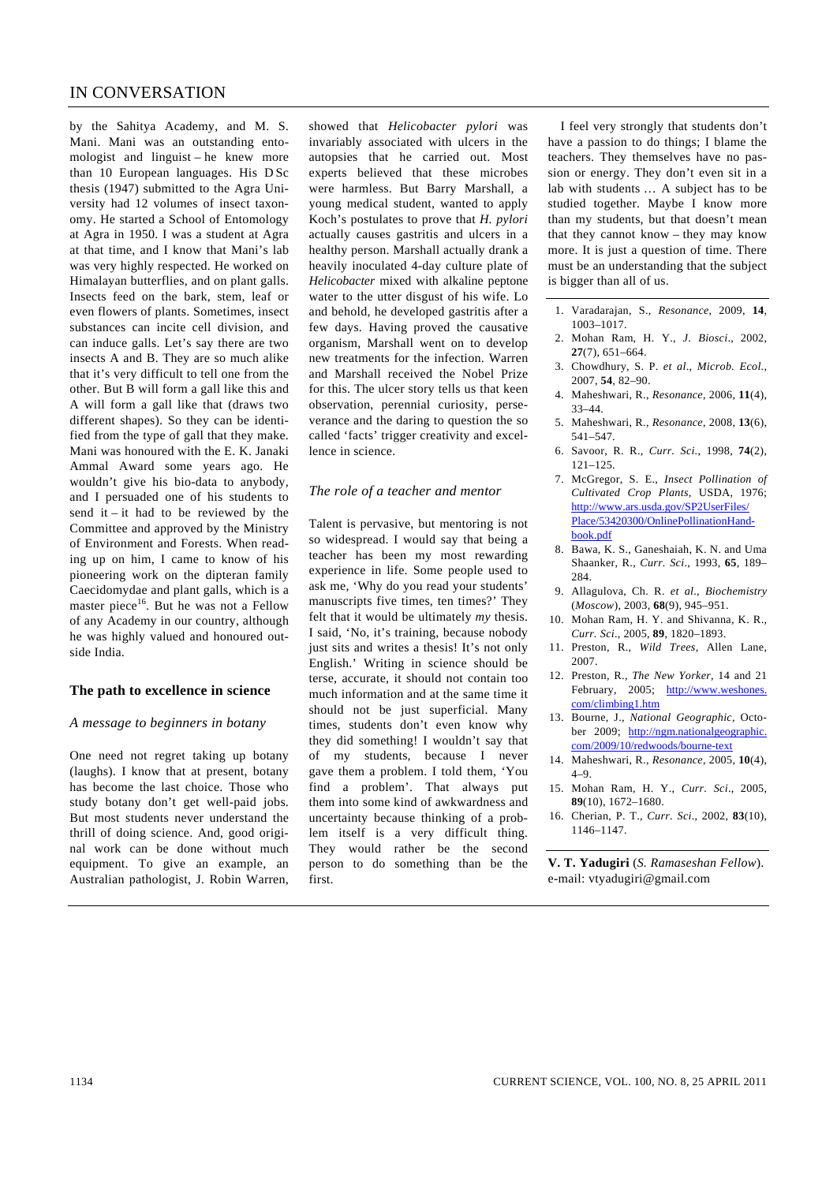by the Sahitya Academy, and M. S. Mani. Mani was an outstanding entomologist and linguist – he knew more than 10 European languages. His D Sc thesis (1947) submitted to the Agra University had 12 volumes of insect taxonomy. He started a School of Entomology at Agra in 1950. I was a student at Agra at that time, and I know that Mani's lab was very highly respected. He worked on Himalayan butterflies, and on plant galls. Insects feed on the bark, stem, leaf or even flowers of plants. Sometimes, insect substances can incite cell division, and can induce galls. Let's say there are two insects A and B. They are so much alike that it's very difficult to tell one from the other. But B will form a gall like this and A will form a gall like that (draws two different shapes). So they can be identified from the type of gall that they make. Mani was honoured with the E. K. Janaki Ammal Award some years ago. He wouldn't give his bio-data to anybody, and I persuaded one of his students to send it – it had to be reviewed by the Committee and approved by the Ministry of Environment and Forests. When reading up on him, I came to know of his pioneering work on the dipteran family Caecidomydae and plant galls, which is a master piece[16]. But he was not a Fellow of any Academy in our country, although he was highly valued and honoured outside India.

## The path to excellence in science

### *A message to beginners in botany*

One need not regret taking up botany (laughs). I know that at present, botany has become the last choice. Those who study botany don't get well-paid jobs. But most students never understand the thrill of doing science. And, good original work can be done without much equipment. To give an example, an Australian pathologist, J. Robin Warren, showed that *Helicobacter pylori* was invariably associated with ulcers in the autopsies that he carried out. Most experts believed that these microbes were harmless. But Barry Marshall, a young medical student, wanted to apply Koch's postulates to prove that *H. pylori* actually causes gastritis and ulcers in a healthy person. Marshall actually drank a heavily inoculated 4-day culture plate of *Helicobacter* mixed with alkaline peptone water to the utter disgust of his wife. Lo and behold, he developed gastritis after a few days. Having proved the causative organism, Marshall went on to develop new treatments for the infection. Warren and Marshall received the Nobel Prize for this. The ulcer story tells us that keen observation, perennial curiosity, perseverance and the daring to question the so called 'facts' trigger creativity and excellence in science.

### *The role of a teacher and mentor*

Talent is pervasive, but mentoring is not so widespread. I would say that being a teacher has been my most rewarding experience in life. Some people used to ask me, 'Why do you read your students' manuscripts five times, ten times?' They felt that it would be ultimately *my* thesis. I said, 'No, it's training, because nobody just sits and writes a thesis! It's not only English.' Writing in science should be terse, accurate, it should not contain too much information and at the same time it should not be just superficial. Many times, students don't even know why they did something! I wouldn't say that of my students, because I never gave them a problem. I told them, 'You find a problem'. That always put them into some kind of awkwardness and uncertainty because thinking of a problem itself is a very difficult thing. They would rather be the second person to do something than be the first.

I feel very strongly that students don't have a passion to do things; I blame the teachers. They themselves have no passion or energy. They don't even sit in a lab with students … A subject has to be studied together. Maybe I know more than my students, but that doesn't mean that they cannot know – they may know more. It is just a question of time. There must be an understanding that the subject is bigger than all of us.

1. Varadarajan, S., *Resonance*, 2009, **14**, 1003–1017.
2. Mohan Ram, H. Y., *J. Biosci*., 2002, **27**(7), 651–664.
3. Chowdhury, S. P. *et al*., *Microb. Ecol.*, 2007, **54**, 82–90.
4. Maheshwari, R., *Resonance*, 2006, **11**(4), 33–44.
5. Maheshwari, R., *Resonance*, 2008, **13**(6), 541–547.
6. Savoor, R. R., *Curr. Sci.*, 1998, **74**(2), 121–125.
7. McGregor, S. E., *Insect Pollination of Cultivated Crop Plants*, USDA, 1976; http://www.ars.usda.gov/SP2UserFiles/Place/53420300/OnlinePollinationHandbook.pdf
8. Bawa, K. S., Ganeshaiah, K. N. and Uma Shaanker, R., *Curr. Sci*., 1993, **65**, 189–284.
9. Allagulova, Ch. R. *et al*., *Biochemistry* (*Moscow*), 2003, **68**(9), 945–951.
10. Mohan Ram, H. Y. and Shivanna, K. R., *Curr. Sci*., 2005, **89**, 1820–1893.
11. Preston, R., *Wild Trees*, Allen Lane, 2007.
12. Preston, R., *The New Yorker*, 14 and 21 February, 2005; http://www.weshones.com/climbing1.htm
13. Bourne, J., *National Geographic*, October 2009; http://ngm.nationalgeographic.com/2009/10/redwoods/bourne-text
14. Maheshwari, R., *Resonance*, 2005, **10**(4), 4–9.
15. Mohan Ram, H. Y., *Curr. Sci*., 2005, **89**(10), 1672–1680.
16. Cherian, P. T., *Curr. Sci*., 2002, **83**(10), 1146–1147.

**V. T. Yadugiri** (*S. Ramaseshan Fellow*).
e-mail: vtyadugiri@gmail.com